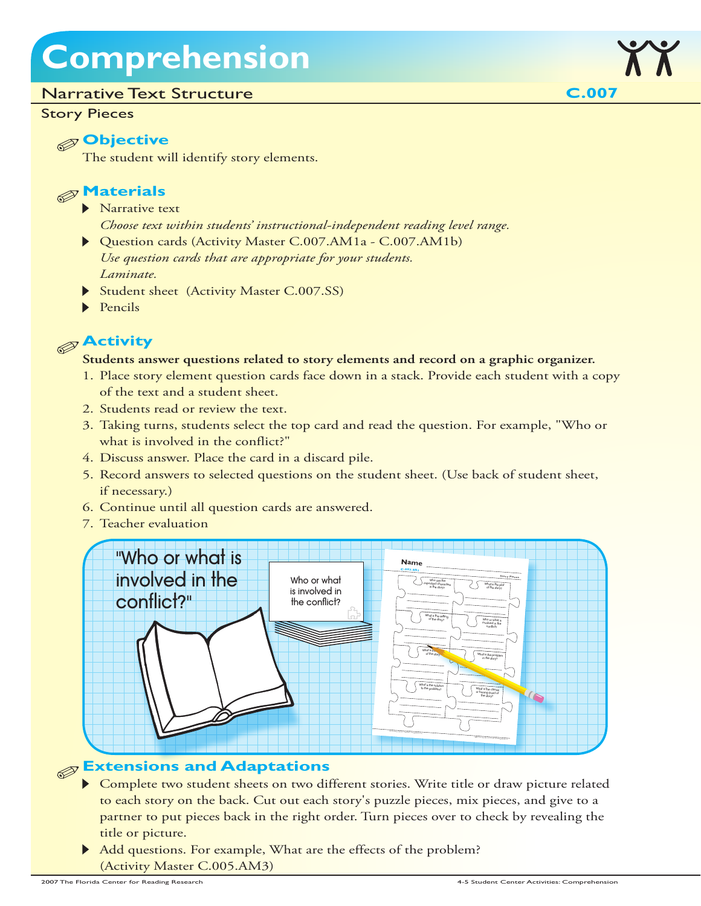# Comprehension

## Narrative Text Structure

**C.007**

### Story Pieces

### Objective

The student will identify story elements.

### Materials

- Narrative text
  *Choose text within students' instructional-independent reading level range.*
- Question cards (Activity Master C.007.AM1a - C.007.AM1b)
  *Use question cards that are appropriate for your students.*
  *Laminate.*
- Student sheet (Activity Master C.007.SS)
- Pencils

### Activity

**Students answer questions related to story elements and record on a graphic organizer.**

1. Place story element question cards face down in a stack. Provide each student with a copy of the text and a student sheet.
2. Students read or review the text.
3. Taking turns, students select the top card and read the question. For example, "Who or what is involved in the conflict?"
4. Discuss answer. Place the card in a discard pile.
5. Record answers to selected questions on the student sheet. (Use back of student sheet, if necessary.)
6. Continue until all question cards are answered.
7. Teacher evaluation

### Extensions and Adaptations

- Complete two student sheets on two different stories. Write title or draw picture related to each story on the back. Cut out each story's puzzle pieces, mix pieces, and give to a partner to put pieces back in the right order. Turn pieces over to check by revealing the title or picture.
- Add questions. For example, What are the effects of the problem? (Activity Master C.005.AM3)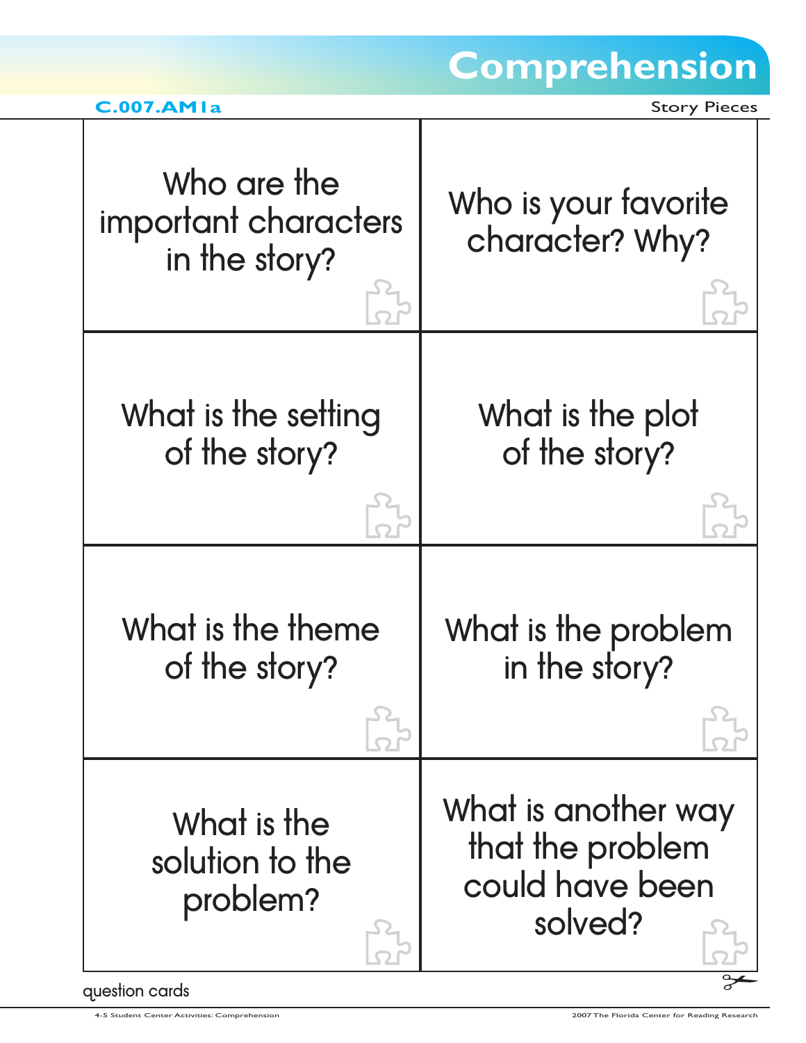# Comprehension

**C.007.AM1a** Story Pieces

| | |
|---|---|
| Who are the important characters in the story? | Who is your favorite character? Why? |
| What is the setting of the story? | What is the plot of the story? |
| What is the theme of the story? | What is the problem in the story? |
| What is the solution to the problem? | What is another way that the problem could have been solved? |

question cards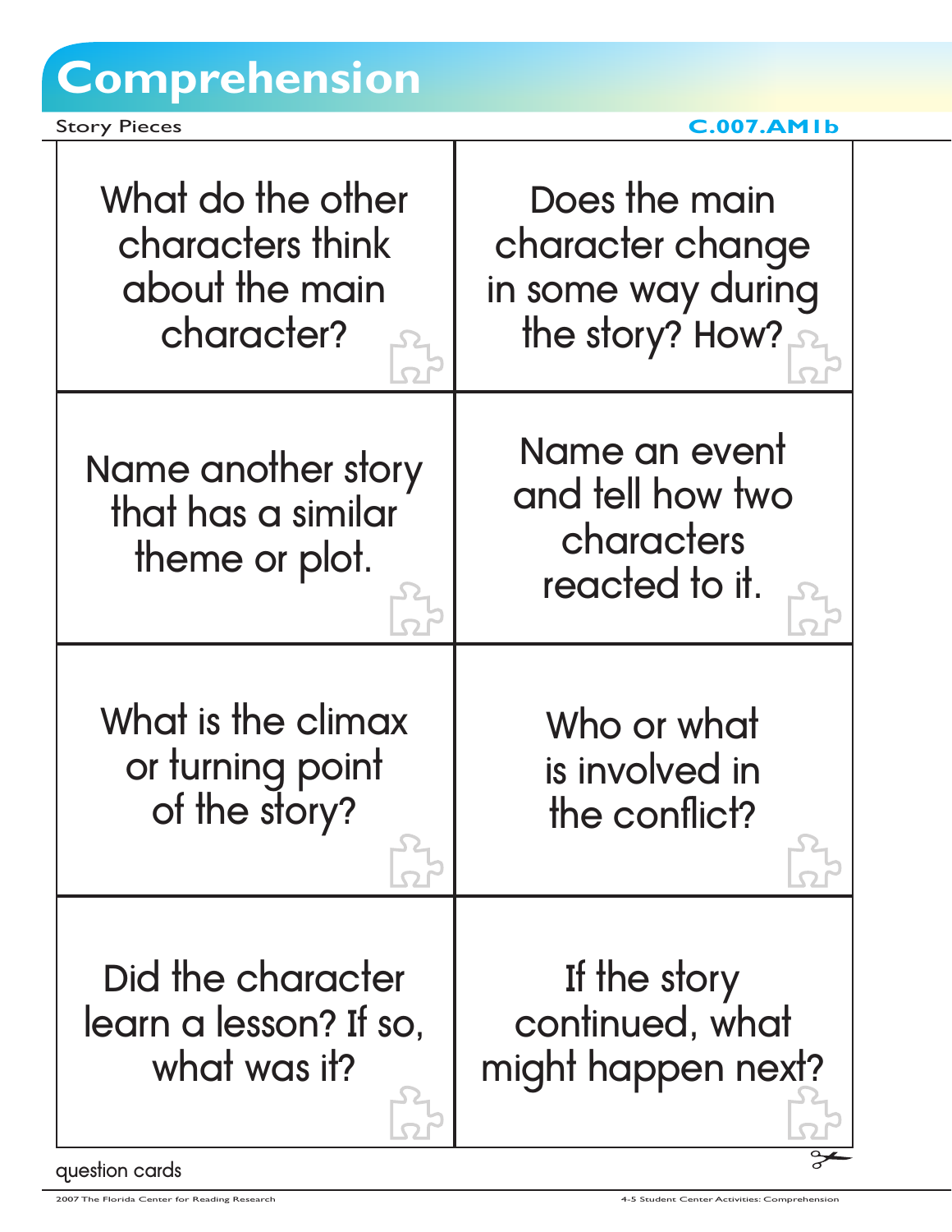# Comprehension

Story Pieces

C.007.AM1b

| | |
|---|---|
| What do the other characters think about the main character? | Does the main character change in some way during the story? How? |
| Name another story that has a similar theme or plot. | Name an event and tell how two characters reacted to it. |
| What is the climax or turning point of the story? | Who or what is involved in the conflict? |
| Did the character learn a lesson? If so, what was it? | If the story continued, what might happen next? |

question cards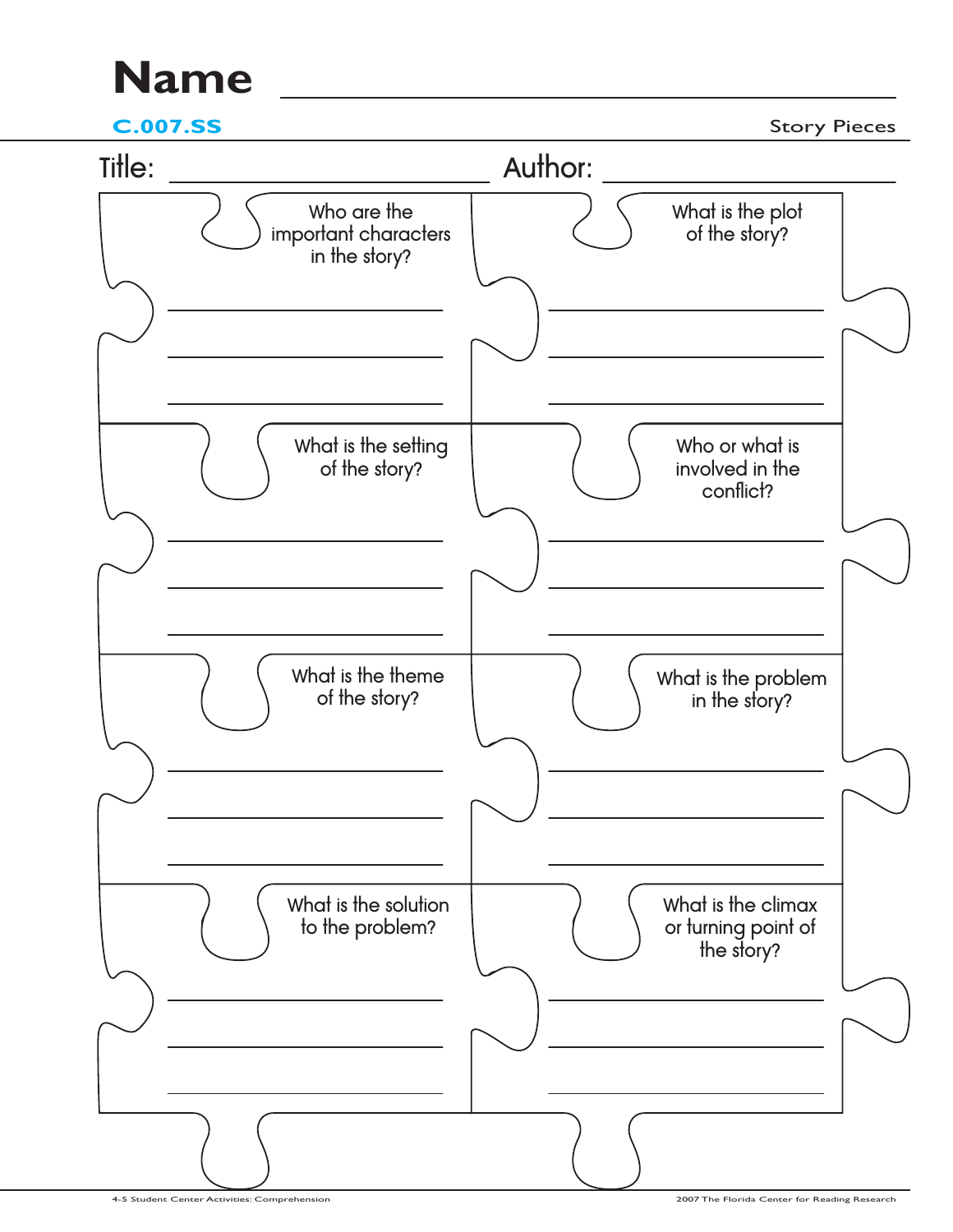# Name ______________________________

**C.007.SS** Story Pieces

Title: ______________________ Author: ______________________

Who are the important characters in the story?

______________________

______________________

______________________

What is the plot of the story?

______________________

______________________

______________________

What is the setting of the story?

______________________

______________________

______________________

Who or what is involved in the conflict?

______________________

______________________

______________________

What is the theme of the story?

______________________

______________________

______________________

What is the problem in the story?

______________________

______________________

______________________

What is the solution to the problem?

______________________

______________________

______________________

What is the climax or turning point of the story?

______________________

______________________

______________________

4-5 Student Center Activities: Comprehension

2007 The Florida Center for Reading Research